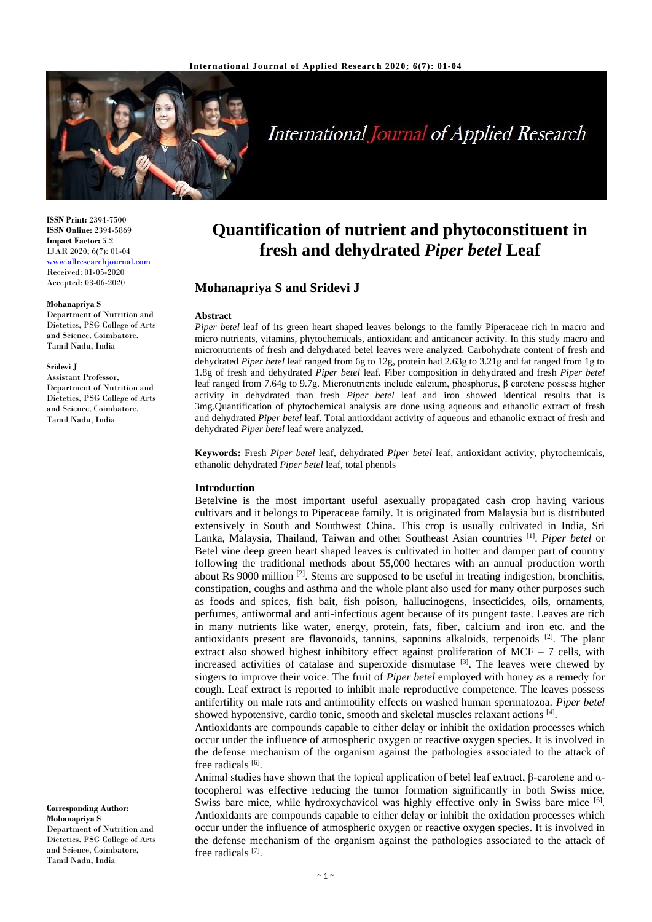**ISSN Print:** 2394-7500
**ISSN Online:** 2394-5869
**Impact Factor:** 5.2
IJAR 2020; 6(7): 01-04
www.allresearchjournal.com
Received: 01-05-2020
Accepted: 03-06-2020

**Mohanapriya S**
Department of Nutrition and Dietetics, PSG College of Arts and Science, Coimbatore, Tamil Nadu, India

**Sridevi J**
Assistant Professor, Department of Nutrition and Dietetics, PSG College of Arts and Science, Coimbatore, Tamil Nadu, India

**Corresponding Author:**
**Mohanapriya S**
Department of Nutrition and Dietetics, PSG College of Arts and Science, Coimbatore, Tamil Nadu, India

# Quantification of nutrient and phytoconstituent in fresh and dehydrated *Piper betel* Leaf

## Mohanapriya S and Sridevi J

### Abstract

*Piper betel* leaf of its green heart shaped leaves belongs to the family Piperaceae rich in macro and micro nutrients, vitamins, phytochemicals, antioxidant and anticancer activity. In this study macro and micronutrients of fresh and dehydrated betel leaves were analyzed. Carbohydrate content of fresh and dehydrated *Piper betel* leaf ranged from 6g to 12g, protein had 2.63g to 3.21g and fat ranged from 1g to 1.8g of fresh and dehydrated *Piper betel* leaf. Fiber composition in dehydrated and fresh *Piper betel* leaf ranged from 7.64g to 9.7g. Micronutrients include calcium, phosphorus, β carotene possess higher activity in dehydrated than fresh *Piper betel* leaf and iron showed identical results that is 3mg.Quantification of phytochemical analysis are done using aqueous and ethanolic extract of fresh and dehydrated *Piper betel* leaf. Total antioxidant activity of aqueous and ethanolic extract of fresh and dehydrated *Piper betel* leaf were analyzed.

**Keywords:** Fresh *Piper betel* leaf, dehydrated *Piper betel* leaf, antioxidant activity, phytochemicals, ethanolic dehydrated *Piper betel* leaf, total phenols

### Introduction

Betelvine is the most important useful asexually propagated cash crop having various cultivars and it belongs to Piperaceae family. It is originated from Malaysia but is distributed extensively in South and Southwest China. This crop is usually cultivated in India, Sri Lanka, Malaysia, Thailand, Taiwan and other Southeast Asian countries [1]. *Piper betel* or Betel vine deep green heart shaped leaves is cultivated in hotter and damper part of country following the traditional methods about 55,000 hectares with an annual production worth about Rs 9000 million [2]. Stems are supposed to be useful in treating indigestion, bronchitis, constipation, coughs and asthma and the whole plant also used for many other purposes such as foods and spices, fish bait, fish poison, hallucinogens, insecticides, oils, ornaments, perfumes, antiwormal and anti-infectious agent because of its pungent taste. Leaves are rich in many nutrients like water, energy, protein, fats, fiber, calcium and iron etc. and the antioxidants present are flavonoids, tannins, saponins alkaloids, terpenoids [2]. The plant extract also showed highest inhibitory effect against proliferation of MCF – 7 cells, with increased activities of catalase and superoxide dismutase [3]. The leaves were chewed by singers to improve their voice. The fruit of *Piper betel* employed with honey as a remedy for cough. Leaf extract is reported to inhibit male reproductive competence. The leaves possess antifertility on male rats and antimotility effects on washed human spermatozoa. *Piper betel* showed hypotensive, cardio tonic, smooth and skeletal muscles relaxant actions [4].

Antioxidants are compounds capable to either delay or inhibit the oxidation processes which occur under the influence of atmospheric oxygen or reactive oxygen species. It is involved in the defense mechanism of the organism against the pathologies associated to the attack of free radicals [6].

Animal studies have shown that the topical application of betel leaf extract, β-carotene and α-tocopherol was effective reducing the tumor formation significantly in both Swiss mice, Swiss bare mice, while hydroxychavicol was highly effective only in Swiss bare mice [6]. Antioxidants are compounds capable to either delay or inhibit the oxidation processes which occur under the influence of atmospheric oxygen or reactive oxygen species. It is involved in the defense mechanism of the organism against the pathologies associated to the attack of free radicals [7].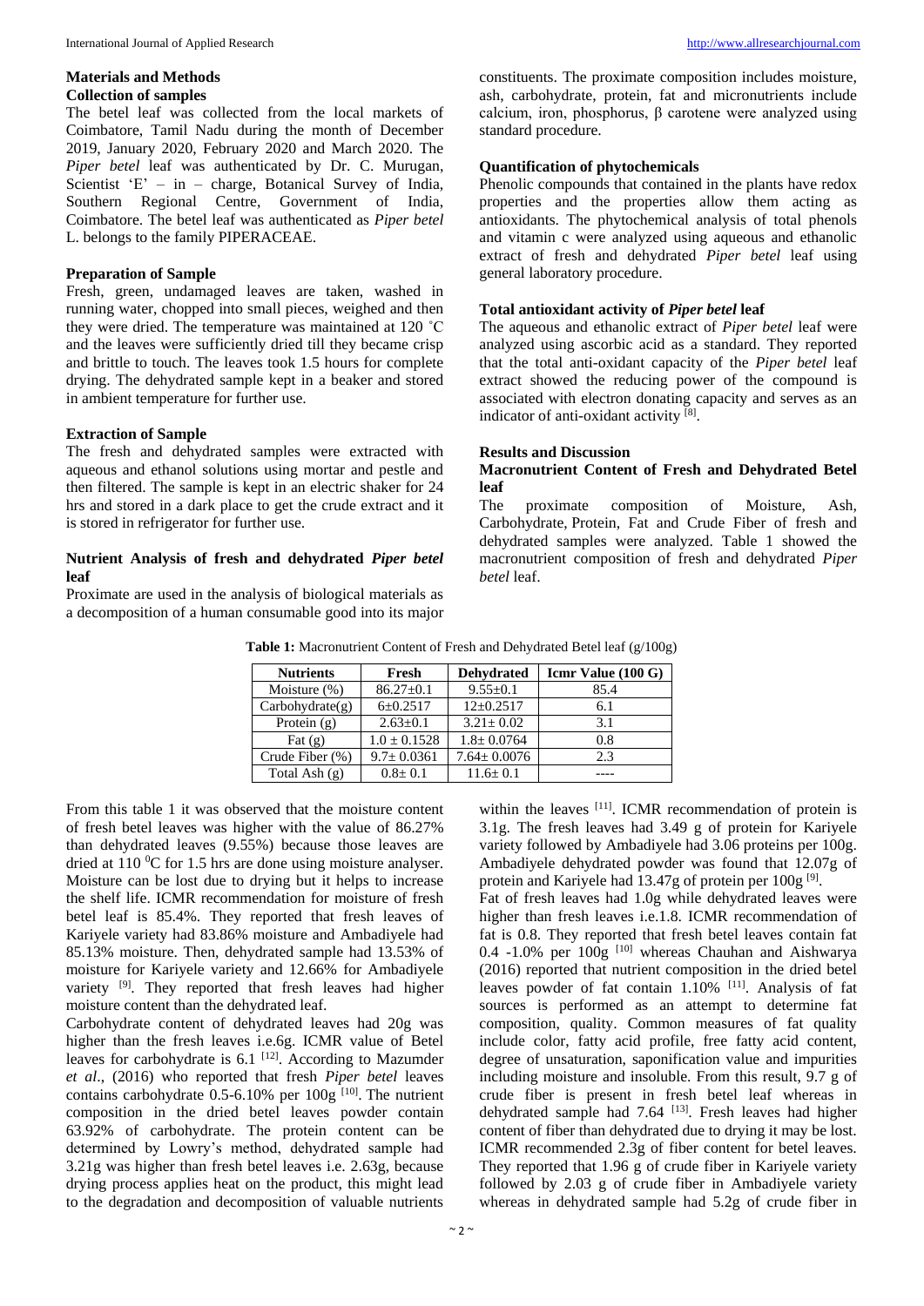## Materials and Methods

### Collection of samples

The betel leaf was collected from the local markets of Coimbatore, Tamil Nadu during the month of December 2019, January 2020, February 2020 and March 2020. The *Piper betel* leaf was authenticated by Dr. C. Murugan, Scientist 'E' – in – charge, Botanical Survey of India, Southern Regional Centre, Government of India, Coimbatore. The betel leaf was authenticated as *Piper betel* L. belongs to the family PIPERACEAE.

### Preparation of Sample

Fresh, green, undamaged leaves are taken, washed in running water, chopped into small pieces, weighed and then they were dried. The temperature was maintained at 120 ˚C and the leaves were sufficiently dried till they became crisp and brittle to touch. The leaves took 1.5 hours for complete drying. The dehydrated sample kept in a beaker and stored in ambient temperature for further use.

### Extraction of Sample

The fresh and dehydrated samples were extracted with aqueous and ethanol solutions using mortar and pestle and then filtered. The sample is kept in an electric shaker for 24 hrs and stored in a dark place to get the crude extract and it is stored in refrigerator for further use.

### Nutrient Analysis of fresh and dehydrated *Piper betel* leaf

Proximate are used in the analysis of biological materials as a decomposition of a human consumable good into its major constituents. The proximate composition includes moisture, ash, carbohydrate, protein, fat and micronutrients include calcium, iron, phosphorus, β carotene were analyzed using standard procedure.

### Quantification of phytochemicals

Phenolic compounds that contained in the plants have redox properties and the properties allow them acting as antioxidants. The phytochemical analysis of total phenols and vitamin c were analyzed using aqueous and ethanolic extract of fresh and dehydrated *Piper betel* leaf using general laboratory procedure.

### Total antioxidant activity of *Piper betel* leaf

The aqueous and ethanolic extract of *Piper betel* leaf were analyzed using ascorbic acid as a standard. They reported that the total anti-oxidant capacity of the *Piper betel* leaf extract showed the reducing power of the compound is associated with electron donating capacity and serves as an indicator of anti-oxidant activity [8].

## Results and Discussion

### Macronutrient Content of Fresh and Dehydrated Betel leaf

The proximate composition of Moisture, Ash, Carbohydrate, Protein, Fat and Crude Fiber of fresh and dehydrated samples were analyzed. Table 1 showed the macronutrient composition of fresh and dehydrated *Piper betel* leaf.

**Table 1:** Macronutrient Content of Fresh and Dehydrated Betel leaf (g/100g)

| Nutrients | Fresh | Dehydrated | Icmr Value (100 G) |
|---|---|---|---|
| Moisture (%) | 86.27±0.1 | 9.55±0.1 | 85.4 |
| Carbohydrate(g) | 6±0.2517 | 12±0.2517 | 6.1 |
| Protein (g) | 2.63±0.1 | 3.21± 0.02 | 3.1 |
| Fat (g) | 1.0 ± 0.1528 | 1.8± 0.0764 | 0.8 |
| Crude Fiber (%) | 9.7± 0.0361 | 7.64± 0.0076 | 2.3 |
| Total Ash (g) | 0.8± 0.1 | 11.6± 0.1 | ---- |

From this table 1 it was observed that the moisture content of fresh betel leaves was higher with the value of 86.27% than dehydrated leaves (9.55%) because those leaves are dried at 110 $^0$C for 1.5 hrs are done using moisture analyser. Moisture can be lost due to drying but it helps to increase the shelf life. ICMR recommendation for moisture of fresh betel leaf is 85.4%. They reported that fresh leaves of Kariyele variety had 83.86% moisture and Ambadiyele had 85.13% moisture. Then, dehydrated sample had 13.53% of moisture for Kariyele variety and 12.66% for Ambadiyele variety [9]. They reported that fresh leaves had higher moisture content than the dehydrated leaf.

Carbohydrate content of dehydrated leaves had 20g was higher than the fresh leaves i.e.6g. ICMR value of Betel leaves for carbohydrate is 6.1 [12]. According to Mazumder *et al*., (2016) who reported that fresh *Piper betel* leaves contains carbohydrate 0.5-6.10% per 100g [10]. The nutrient composition in the dried betel leaves powder contain 63.92% of carbohydrate. The protein content can be determined by Lowry's method, dehydrated sample had 3.21g was higher than fresh betel leaves i.e. 2.63g, because drying process applies heat on the product, this might lead to the degradation and decomposition of valuable nutrients within the leaves [11]. ICMR recommendation of protein is 3.1g. The fresh leaves had 3.49 g of protein for Kariyele variety followed by Ambadiyele had 3.06 proteins per 100g. Ambadiyele dehydrated powder was found that 12.07g of protein and Kariyele had 13.47g of protein per 100g [9].

Fat of fresh leaves had 1.0g while dehydrated leaves were higher than fresh leaves i.e.1.8. ICMR recommendation of fat is 0.8. They reported that fresh betel leaves contain fat 0.4 -1.0% per 100g [10] whereas Chauhan and Aishwarya (2016) reported that nutrient composition in the dried betel leaves powder of fat contain 1.10% [11]. Analysis of fat sources is performed as an attempt to determine fat composition, quality. Common measures of fat quality include color, fatty acid profile, free fatty acid content, degree of unsaturation, saponification value and impurities including moisture and insoluble. From this result, 9.7 g of crude fiber is present in fresh betel leaf whereas in dehydrated sample had 7.64 [13]. Fresh leaves had higher content of fiber than dehydrated due to drying it may be lost. ICMR recommended 2.3g of fiber content for betel leaves. They reported that 1.96 g of crude fiber in Kariyele variety followed by 2.03 g of crude fiber in Ambadiyele variety whereas in dehydrated sample had 5.2g of crude fiber in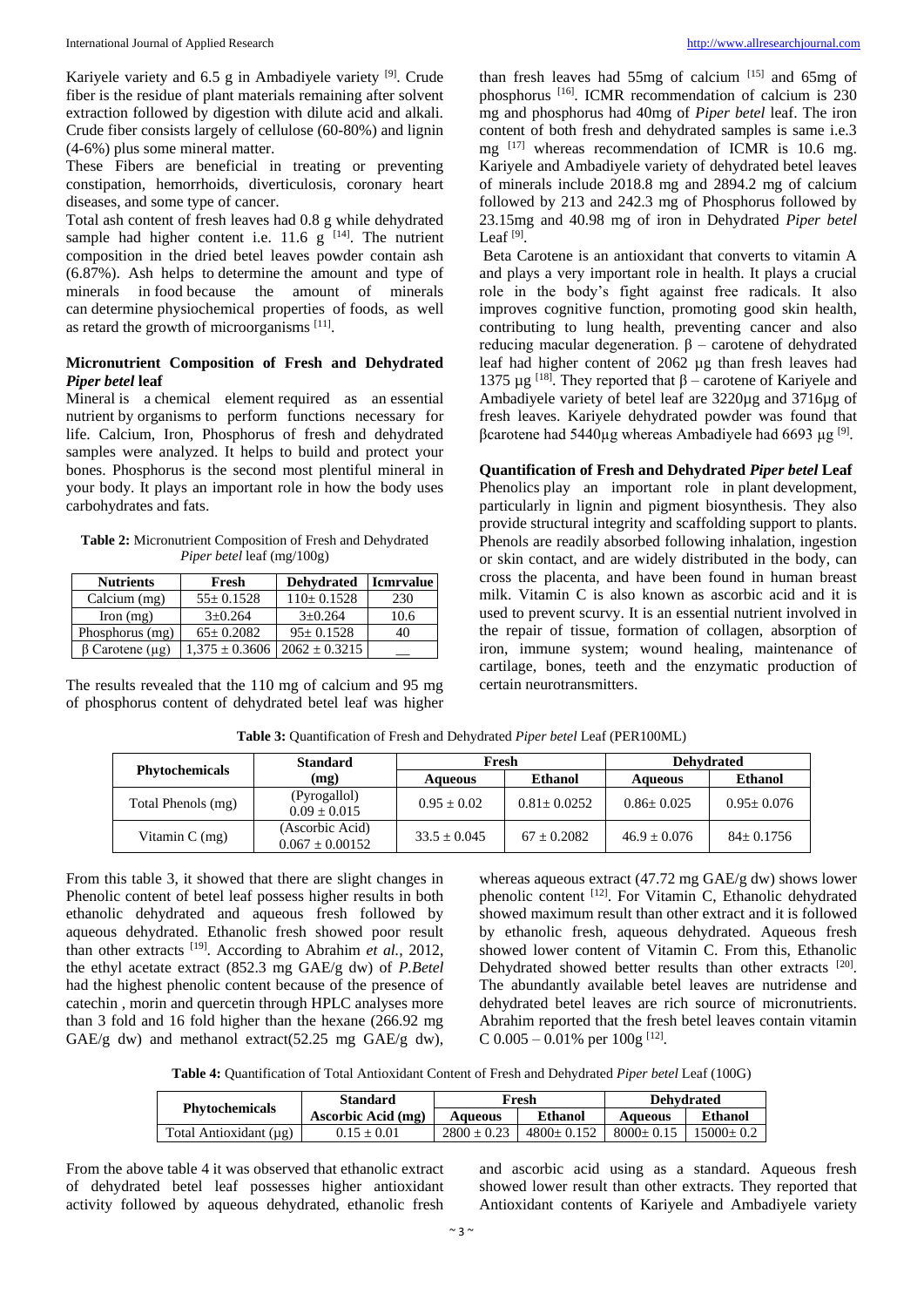Kariyele variety and 6.5 g in Ambadiyele variety [9]. Crude fiber is the residue of plant materials remaining after solvent extraction followed by digestion with dilute acid and alkali. Crude fiber consists largely of cellulose (60-80%) and lignin (4-6%) plus some mineral matter.

These Fibers are beneficial in treating or preventing constipation, hemorrhoids, diverticulosis, coronary heart diseases, and some type of cancer.

Total ash content of fresh leaves had 0.8 g while dehydrated sample had higher content i.e. 11.6 g [14]. The nutrient composition in the dried betel leaves powder contain ash (6.87%). Ash helps to determine the amount and type of minerals in food because the amount of minerals can determine physiochemical properties of foods, as well as retard the growth of microorganisms [11].

### Micronutrient Composition of Fresh and Dehydrated *Piper betel* leaf

Mineral is a chemical element required as an essential nutrient by organisms to perform functions necessary for life. Calcium, Iron, Phosphorus of fresh and dehydrated samples were analyzed. It helps to build and protect your bones. Phosphorus is the second most plentiful mineral in your body. It plays an important role in how the body uses carbohydrates and fats.

**Table 2:** Micronutrient Composition of Fresh and Dehydrated *Piper betel* leaf (mg/100g)

| Nutrients | Fresh | Dehydrated | Icmrvalue |
|---|---|---|---|
| Calcium (mg) | 55± 0.1528 | 110± 0.1528 | 230 |
| Iron (mg) | 3±0.264 | 3±0.264 | 10.6 |
| Phosphorus (mg) | 65± 0.2082 | 95± 0.1528 | 40 |
| β Carotene (µg) | 1,375 ± 0.3606 | 2062 ± 0.3215 | __ |

The results revealed that the 110 mg of calcium and 95 mg of phosphorus content of dehydrated betel leaf was higher than fresh leaves had 55mg of calcium [15] and 65mg of phosphorus [16]. ICMR recommendation of calcium is 230 mg and phosphorus had 40mg of *Piper betel* leaf. The iron content of both fresh and dehydrated samples is same i.e.3 mg [17] whereas recommendation of ICMR is 10.6 mg. Kariyele and Ambadiyele variety of dehydrated betel leaves of minerals include 2018.8 mg and 2894.2 mg of calcium followed by 213 and 242.3 mg of Phosphorus followed by 23.15mg and 40.98 mg of iron in Dehydrated *Piper betel* Leaf [9].

Beta Carotene is an antioxidant that converts to vitamin A and plays a very important role in health. It plays a crucial role in the body's fight against free radicals. It also improves cognitive function, promoting good skin health, contributing to lung health, preventing cancer and also reducing macular degeneration. β – carotene of dehydrated leaf had higher content of 2062 µg than fresh leaves had 1375 µg [18]. They reported that β – carotene of Kariyele and Ambadiyele variety of betel leaf are 3220µg and 3716µg of fresh leaves. Kariyele dehydrated powder was found that βcarotene had 5440µg whereas Ambadiyele had 6693 µg [9].

### Quantification of Fresh and Dehydrated *Piper betel* Leaf

Phenolics play an important role in plant development, particularly in lignin and pigment biosynthesis. They also provide structural integrity and scaffolding support to plants. Phenols are readily absorbed following inhalation, ingestion or skin contact, and are widely distributed in the body, can cross the placenta, and have been found in human breast milk. Vitamin C is also known as ascorbic acid and it is used to prevent scurvy. It is an essential nutrient involved in the repair of tissue, formation of collagen, absorption of iron, immune system; wound healing, maintenance of cartilage, bones, teeth and the enzymatic production of certain neurotransmitters.

**Table 3:** Quantification of Fresh and Dehydrated *Piper betel* Leaf (PER100ML)

| Phytochemicals | Standard (mg) | Fresh | | Dehydrated | |
|---|---|---|---|---|---|
| | | Aqueous | Ethanol | Aqueous | Ethanol |
| Total Phenols (mg) | (Pyrogallol) 0.09 ± 0.015 | 0.95 ± 0.02 | 0.81± 0.0252 | 0.86± 0.025 | 0.95± 0.076 |
| Vitamin C (mg) | (Ascorbic Acid) 0.067 ± 0.00152 | 33.5 ± 0.045 | 67 ± 0.2082 | 46.9 ± 0.076 | 84± 0.1756 |

From this table 3, it showed that there are slight changes in Phenolic content of betel leaf possess higher results in both ethanolic dehydrated and aqueous fresh followed by aqueous dehydrated. Ethanolic fresh showed poor result than other extracts [19]. According to Abrahim *et al.*, 2012, the ethyl acetate extract (852.3 mg GAE/g dw) of *P.Betel* had the highest phenolic content because of the presence of catechin , morin and quercetin through HPLC analyses more than 3 fold and 16 fold higher than the hexane (266.92 mg GAE/g dw) and methanol extract(52.25 mg GAE/g dw), whereas aqueous extract (47.72 mg GAE/g dw) shows lower phenolic content [12]. For Vitamin C, Ethanolic dehydrated showed maximum result than other extract and it is followed by ethanolic fresh, aqueous dehydrated. Aqueous fresh showed lower content of Vitamin C. From this, Ethanolic Dehydrated showed better results than other extracts [20]. The abundantly available betel leaves are nutridense and dehydrated betel leaves are rich source of micronutrients. Abrahim reported that the fresh betel leaves contain vitamin C 0.005 – 0.01% per 100g [12].

**Table 4:** Quantification of Total Antioxidant Content of Fresh and Dehydrated *Piper betel* Leaf (100G)

| Phytochemicals | Standard Ascorbic Acid (mg) | Fresh | | Dehydrated | |
|---|---|---|---|---|---|
| | | Aqueous | Ethanol | Aqueous | Ethanol |
| Total Antioxidant (µg) | 0.15 ± 0.01 | 2800 ± 0.23 | 4800± 0.152 | 8000± 0.15 | 15000± 0.2 |

From the above table 4 it was observed that ethanolic extract of dehydrated betel leaf possesses higher antioxidant activity followed by aqueous dehydrated, ethanolic fresh and ascorbic acid using as a standard. Aqueous fresh showed lower result than other extracts. They reported that Antioxidant contents of Kariyele and Ambadiyele variety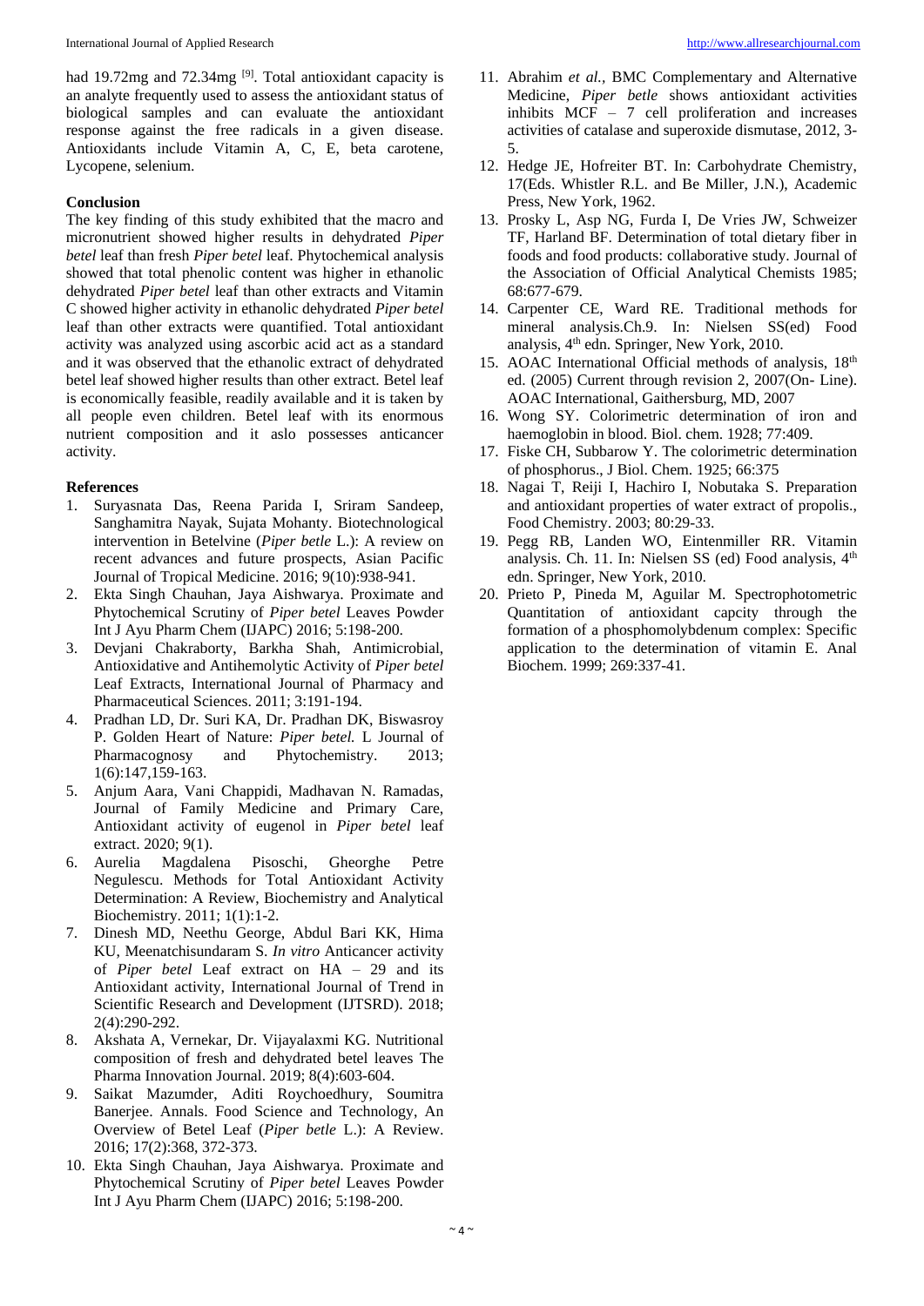had 19.72mg and 72.34mg [9]. Total antioxidant capacity is an analyte frequently used to assess the antioxidant status of biological samples and can evaluate the antioxidant response against the free radicals in a given disease. Antioxidants include Vitamin A, C, E, beta carotene, Lycopene, selenium.

## Conclusion

The key finding of this study exhibited that the macro and micronutrient showed higher results in dehydrated *Piper betel* leaf than fresh *Piper betel* leaf. Phytochemical analysis showed that total phenolic content was higher in ethanolic dehydrated *Piper betel* leaf than other extracts and Vitamin C showed higher activity in ethanolic dehydrated *Piper betel* leaf than other extracts were quantified. Total antioxidant activity was analyzed using ascorbic acid act as a standard and it was observed that the ethanolic extract of dehydrated betel leaf showed higher results than other extract. Betel leaf is economically feasible, readily available and it is taken by all people even children. Betel leaf with its enormous nutrient composition and it aslo possesses anticancer activity.

## References

1. Suryasnata Das, Reena Parida I, Sriram Sandeep, Sanghamitra Nayak, Sujata Mohanty. Biotechnological intervention in Betelvine (*Piper betle* L.): A review on recent advances and future prospects, Asian Pacific Journal of Tropical Medicine. 2016; 9(10):938-941.
2. Ekta Singh Chauhan, Jaya Aishwarya. Proximate and Phytochemical Scrutiny of *Piper betel* Leaves Powder Int J Ayu Pharm Chem (IJAPC) 2016; 5:198-200.
3. Devjani Chakraborty, Barkha Shah, Antimicrobial, Antioxidative and Antihemolytic Activity of *Piper betel* Leaf Extracts, International Journal of Pharmacy and Pharmaceutical Sciences. 2011; 3:191-194.
4. Pradhan LD, Dr. Suri KA, Dr. Pradhan DK, Biswasroy P. Golden Heart of Nature: *Piper betel.* L Journal of Pharmacognosy and Phytochemistry. 2013; 1(6):147,159-163.
5. Anjum Aara, Vani Chappidi, Madhavan N. Ramadas, Journal of Family Medicine and Primary Care, Antioxidant activity of eugenol in *Piper betel* leaf extract. 2020; 9(1).
6. Aurelia Magdalena Pisoschi, Gheorghe Petre Negulescu. Methods for Total Antioxidant Activity Determination: A Review, Biochemistry and Analytical Biochemistry. 2011; 1(1):1-2.
7. Dinesh MD, Neethu George, Abdul Bari KK, Hima KU, Meenatchisundaram S. *In vitro* Anticancer activity of *Piper betel* Leaf extract on HA – 29 and its Antioxidant activity, International Journal of Trend in Scientific Research and Development (IJTSRD). 2018; 2(4):290-292.
8. Akshata A, Vernekar, Dr. Vijayalaxmi KG. Nutritional composition of fresh and dehydrated betel leaves The Pharma Innovation Journal. 2019; 8(4):603-604.
9. Saikat Mazumder, Aditi Roychoedhury, Soumitra Banerjee. Annals. Food Science and Technology, An Overview of Betel Leaf (*Piper betle* L.): A Review. 2016; 17(2):368, 372-373.
10. Ekta Singh Chauhan, Jaya Aishwarya. Proximate and Phytochemical Scrutiny of *Piper betel* Leaves Powder Int J Ayu Pharm Chem (IJAPC) 2016; 5:198-200.
11. Abrahim *et al.*, BMC Complementary and Alternative Medicine, *Piper betle* shows antioxidant activities inhibits MCF – 7 cell proliferation and increases activities of catalase and superoxide dismutase, 2012, 3-5.
12. Hedge JE, Hofreiter BT. In: Carbohydrate Chemistry, 17(Eds. Whistler R.L. and Be Miller, J.N.), Academic Press, New York, 1962.
13. Prosky L, Asp NG, Furda I, De Vries JW, Schweizer TF, Harland BF. Determination of total dietary fiber in foods and food products: collaborative study. Journal of the Association of Official Analytical Chemists 1985; 68:677-679.
14. Carpenter CE, Ward RE. Traditional methods for mineral analysis.Ch.9. In: Nielsen SS(ed) Food analysis, 4th edn. Springer, New York, 2010.
15. AOAC International Official methods of analysis, 18th ed. (2005) Current through revision 2, 2007(On- Line). AOAC International, Gaithersburg, MD, 2007
16. Wong SY. Colorimetric determination of iron and haemoglobin in blood. Biol. chem. 1928; 77:409.
17. Fiske CH, Subbarow Y. The colorimetric determination of phosphorus., J Biol. Chem. 1925; 66:375
18. Nagai T, Reiji I, Hachiro I, Nobutaka S. Preparation and antioxidant properties of water extract of propolis., Food Chemistry. 2003; 80:29-33.
19. Pegg RB, Landen WO, Eintenmiller RR. Vitamin analysis. Ch. 11. In: Nielsen SS (ed) Food analysis, 4th edn. Springer, New York, 2010.
20. Prieto P, Pineda M, Aguilar M. Spectrophotometric Quantitation of antioxidant capcity through the formation of a phosphomolybdenum complex: Specific application to the determination of vitamin E. Anal Biochem. 1999; 269:337-41.